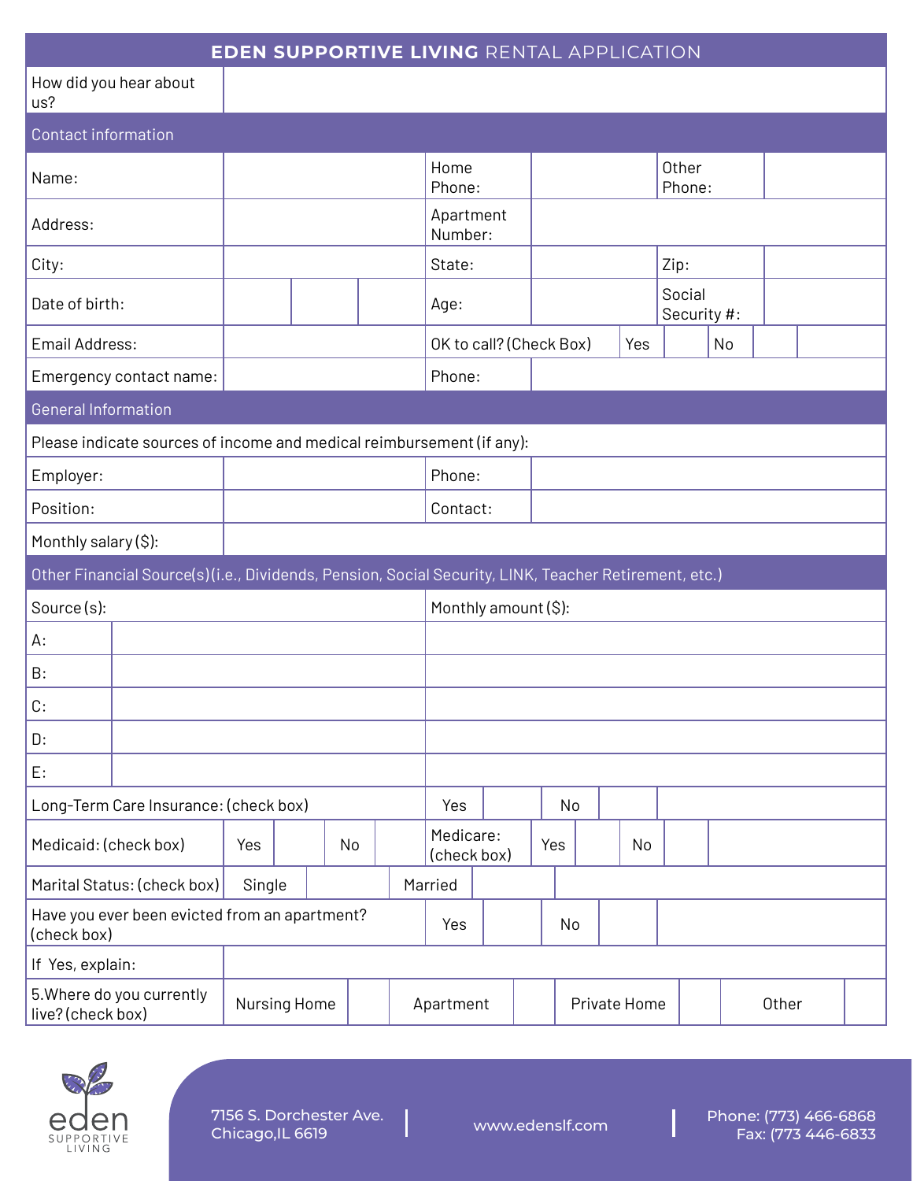# EDEN SUPPORTIVE LIVING RENTAL APPLICATION

| How did you hear about us? | |
|---|---|

## Contact information

| | | | | | | | |
|---|---|---|---|---|---|---|---|
| Name: | | | | Home Phone: | | Other Phone: | |
| Address: | | | | Apartment Number: | | | |
| City: | | | | State: | | Zip: | |
| Date of birth: | | | | Age: | | Social Security #: | |
| Email Address: | | | | OK to call? (Check Box) | Yes | | No |
| Emergency contact name: | | | | Phone: | | | |

## General Information

Please indicate sources of income and medical reimbursement (if any):

| | | | |
|---|---|---|---|
| Employer: | | Phone: | |
| Position: | | Contact: | |
| Monthly salary ($): | | | |

## Other Financial Source(s)(i.e., Dividends, Pension, Social Security, LINK, Teacher Retirement, etc.)

| Source (s): | | Monthly amount ($): |
|---|---|---|
| A: | | |
| B: | | |
| C: | | |
| D: | | |
| E: | | |

| | | | | | | | | |
|---|---|---|---|---|---|---|---|---|
| Long-Term Care Insurance: (check box) | Yes | | No | | | | | |
| Medicaid: (check box) | Yes | | No | | Medicare: (check box) | Yes | | No |
| Marital Status: (check box) | Single | | Married | | | | | |
| Have you ever been evicted from an apartment? (check box) | Yes | | No | | | | | |
| If Yes, explain: | | | | | | | | |
| 5.Where do you currently live? (check box) | Nursing Home | | Apartment | | Private Home | | Other | |

7156 S. Dorchester Ave.
Chicago,IL 6619

www.edenslf.com

Phone: (773) 466-6868
Fax: (773 446-6833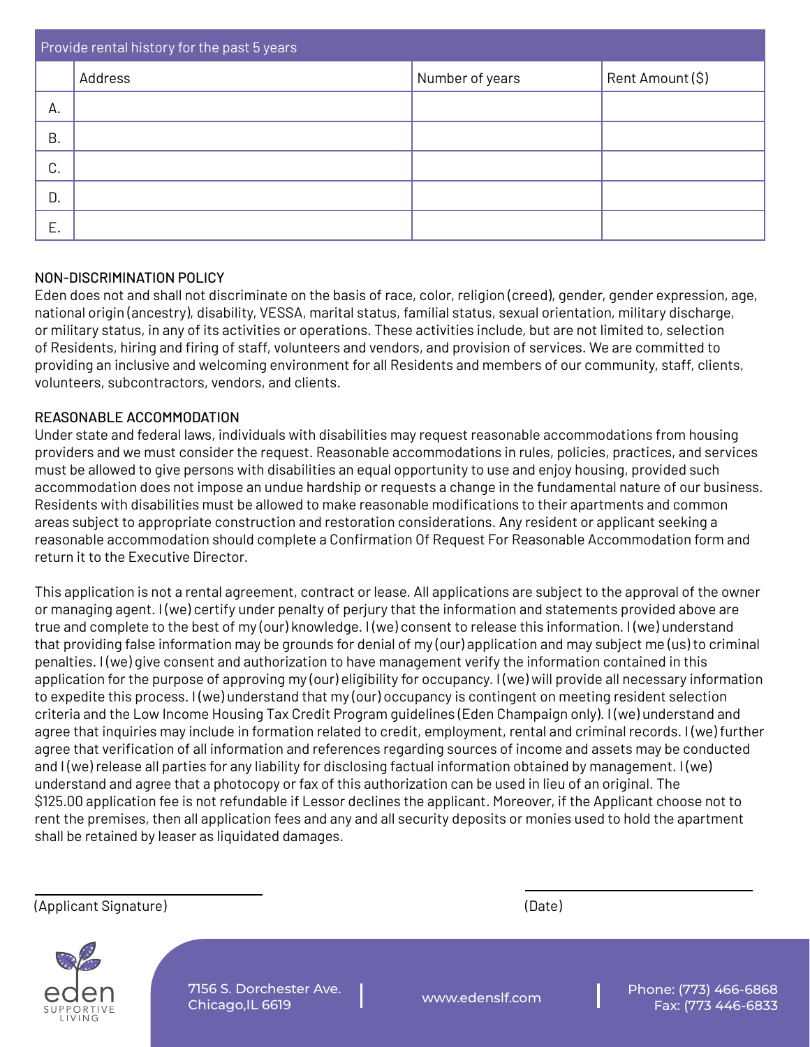| Provide rental history for the past 5 years | | | |
|---|---|---|---|
| | Address | Number of years | Rent Amount ($) |
| A. | | | |
| B. | | | |
| C. | | | |
| D. | | | |
| E. | | | |

NON-DISCRIMINATION POLICY

Eden does not and shall not discriminate on the basis of race, color, religion (creed), gender, gender expression, age, national origin (ancestry), disability, VESSA, marital status, familial status, sexual orientation, military discharge, or military status, in any of its activities or operations. These activities include, but are not limited to, selection of Residents, hiring and firing of staff, volunteers and vendors, and provision of services. We are committed to providing an inclusive and welcoming environment for all Residents and members of our community, staff, clients, volunteers, subcontractors, vendors, and clients.

REASONABLE ACCOMMODATION

Under state and federal laws, individuals with disabilities may request reasonable accommodations from housing providers and we must consider the request. Reasonable accommodations in rules, policies, practices, and services must be allowed to give persons with disabilities an equal opportunity to use and enjoy housing, provided such accommodation does not impose an undue hardship or requests a change in the fundamental nature of our business. Residents with disabilities must be allowed to make reasonable modifications to their apartments and common areas subject to appropriate construction and restoration considerations. Any resident or applicant seeking a reasonable accommodation should complete a Confirmation Of Request For Reasonable Accommodation form and return it to the Executive Director.

This application is not a rental agreement, contract or lease. All applications are subject to the approval of the owner or managing agent. I (we) certify under penalty of perjury that the information and statements provided above are true and complete to the best of my (our) knowledge. I (we) consent to release this information. I (we) understand that providing false information may be grounds for denial of my (our) application and may subject me (us) to criminal penalties. I (we) give consent and authorization to have management verify the information contained in this application for the purpose of approving my (our) eligibility for occupancy. I (we) will provide all necessary information to expedite this process. I (we) understand that my (our) occupancy is contingent on meeting resident selection criteria and the Low Income Housing Tax Credit Program guidelines (Eden Champaign only). I (we) understand and agree that inquiries may include in formation related to credit, employment, rental and criminal records. I (we) further agree that verification of all information and references regarding sources of income and assets may be conducted and I (we) release all parties for any liability for disclosing factual information obtained by management. I (we) understand and agree that a photocopy or fax of this authorization can be used in lieu of an original. The $125.00 application fee is not refundable if Lessor declines the applicant. Moreover, if the Applicant choose not to rent the premises, then all application fees and any and all security deposits or monies used to hold the apartment shall be retained by leaser as liquidated damages.

\_\_\_\_\_\_\_\_\_\_\_\_\_\_\_\_\_\_\_\_\_\_\_\_\_\_\_\_\_\_ 
(Applicant Signature)

\_\_\_\_\_\_\_\_\_\_\_\_\_\_\_\_\_\_\_\_\_\_\_\_\_\_\_\_\_\_ 
(Date)

eden SUPPORTIVE LIVING

7156 S. Dorchester Ave. Chicago,IL 6619 | www.edenslf.com | Phone: (773) 466-6868 Fax: (773 446-6833